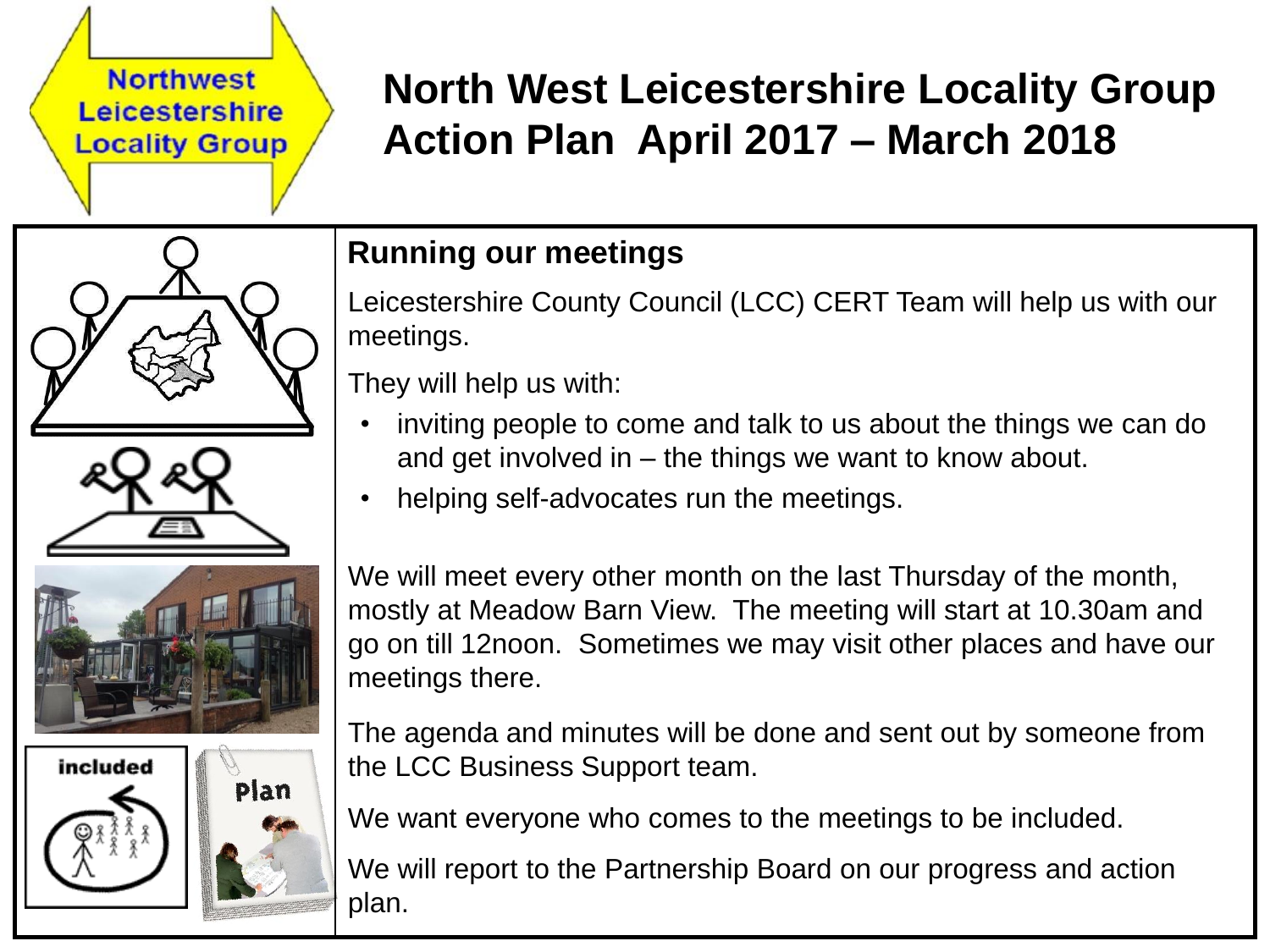# North West Leicestershire Locality Group Action Plan April 2017 – March 2018

## Running our meetings

Leicestershire County Council (LCC) CERT Team will help us with our meetings.

They will help us with:

- inviting people to come and talk to us about the things we can do and get involved in – the things we want to know about.
- helping self-advocates run the meetings.

We will meet every other month on the last Thursday of the month, mostly at Meadow Barn View. The meeting will start at 10.30am and go on till 12noon. Sometimes we may visit other places and have our meetings there.

The agenda and minutes will be done and sent out by someone from the LCC Business Support team.

We want everyone who comes to the meetings to be included.

We will report to the Partnership Board on our progress and action plan.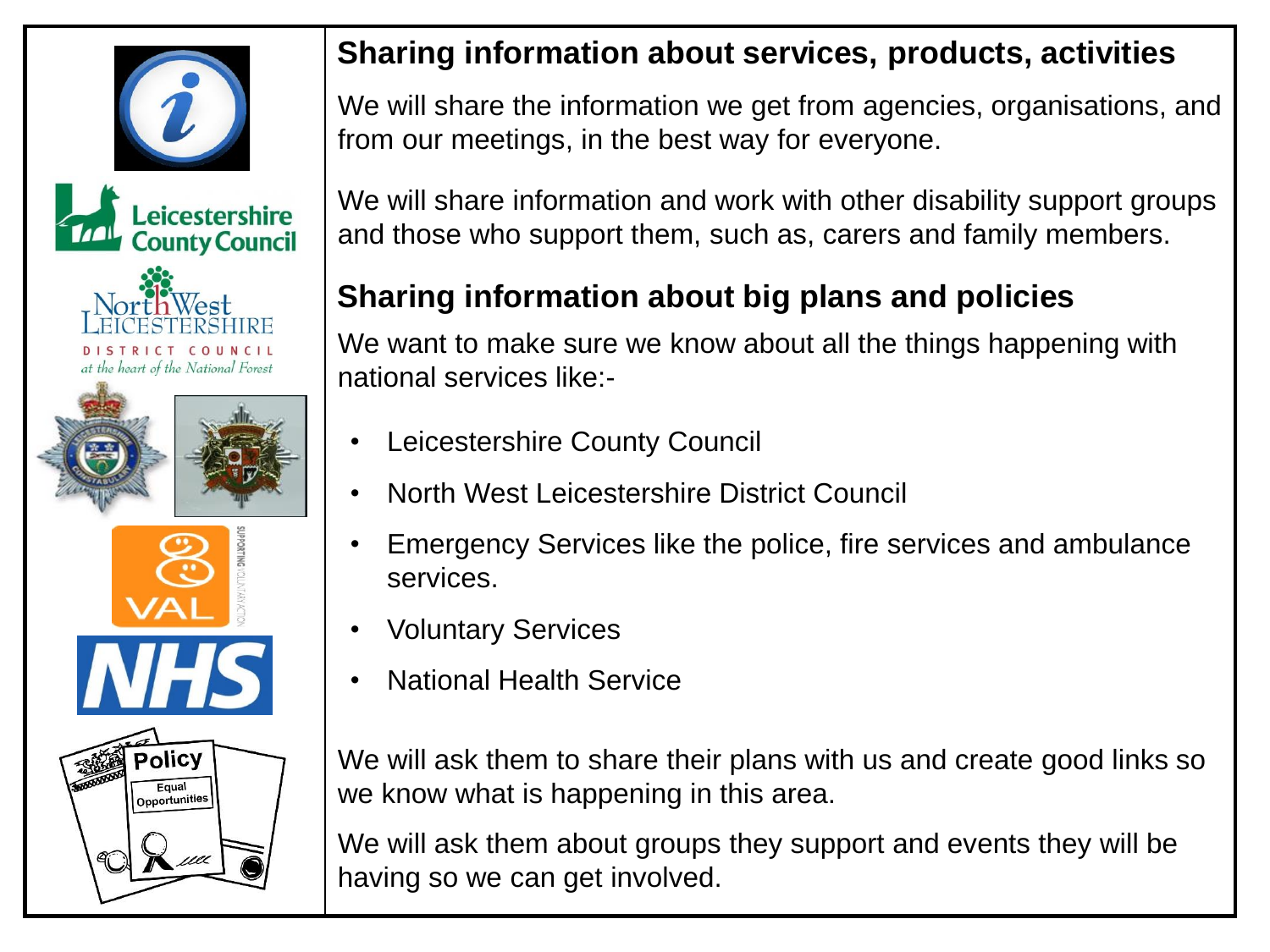## Sharing information about services, products, activities

We will share the information we get from agencies, organisations, and from our meetings, in the best way for everyone.

We will share information and work with other disability support groups and those who support them, such as, carers and family members.

## Sharing information about big plans and policies

We want to make sure we know about all the things happening with national services like:-

- Leicestershire County Council
- North West Leicestershire District Council
- Emergency Services like the police, fire services and ambulance services.
- Voluntary Services
- National Health Service

We will ask them to share their plans with us and create good links so we know what is happening in this area.

We will ask them about groups they support and events they will be having so we can get involved.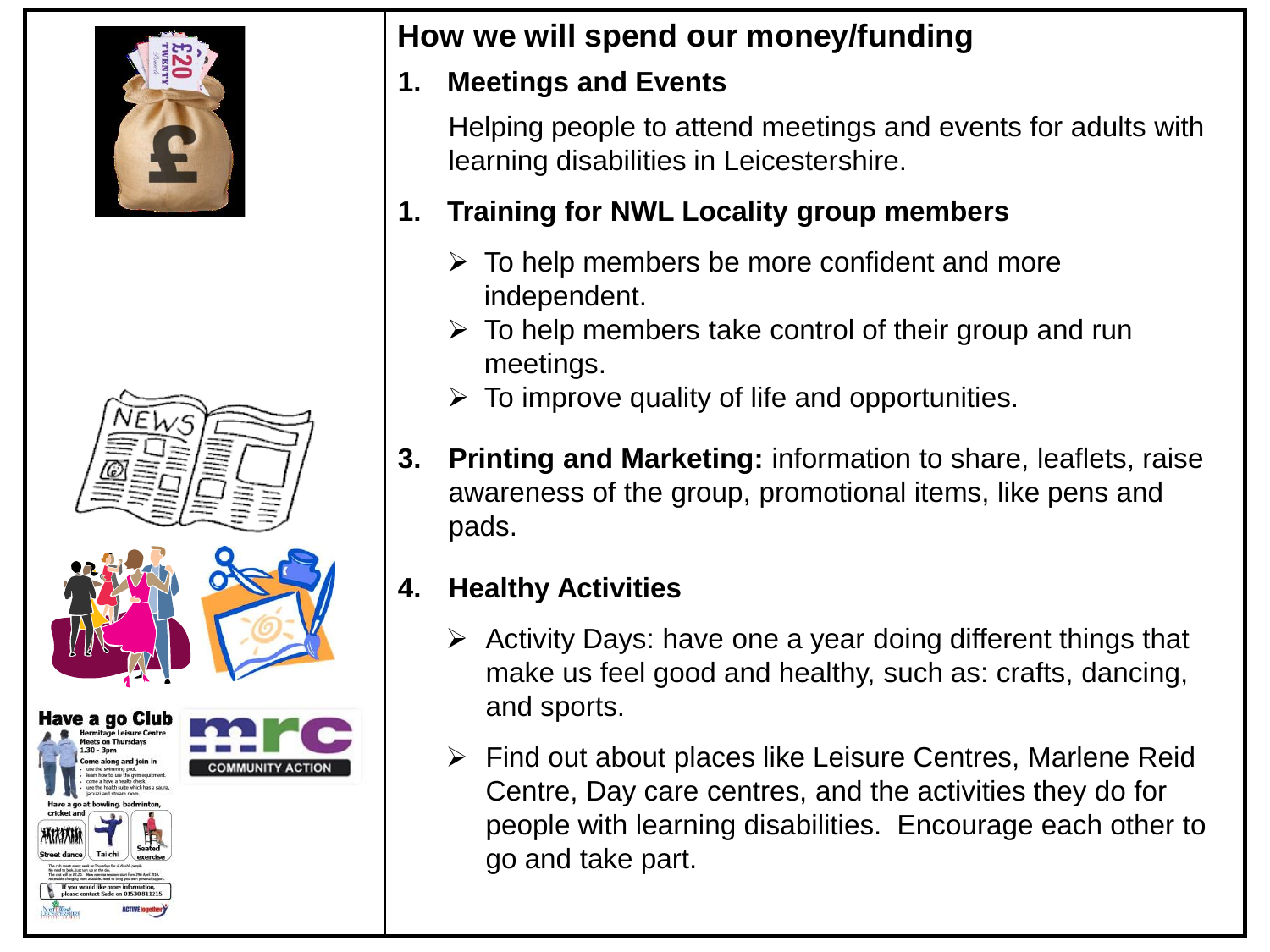## How we will spend our money/funding

1. **Meetings and Events**

   Helping people to attend meetings and events for adults with learning disabilities in Leicestershire.

1. **Training for NWL Locality group members**

   - To help members be more confident and more independent.
   - To help members take control of their group and run meetings.
   - To improve quality of life and opportunities.

3. **Printing and Marketing:** information to share, leaflets, raise awareness of the group, promotional items, like pens and pads.

4. **Healthy Activities**

   - Activity Days: have one a year doing different things that make us feel good and healthy, such as: crafts, dancing, and sports.
   - Find out about places like Leisure Centres, Marlene Reid Centre, Day care centres, and the activities they do for people with learning disabilities. Encourage each other to go and take part.